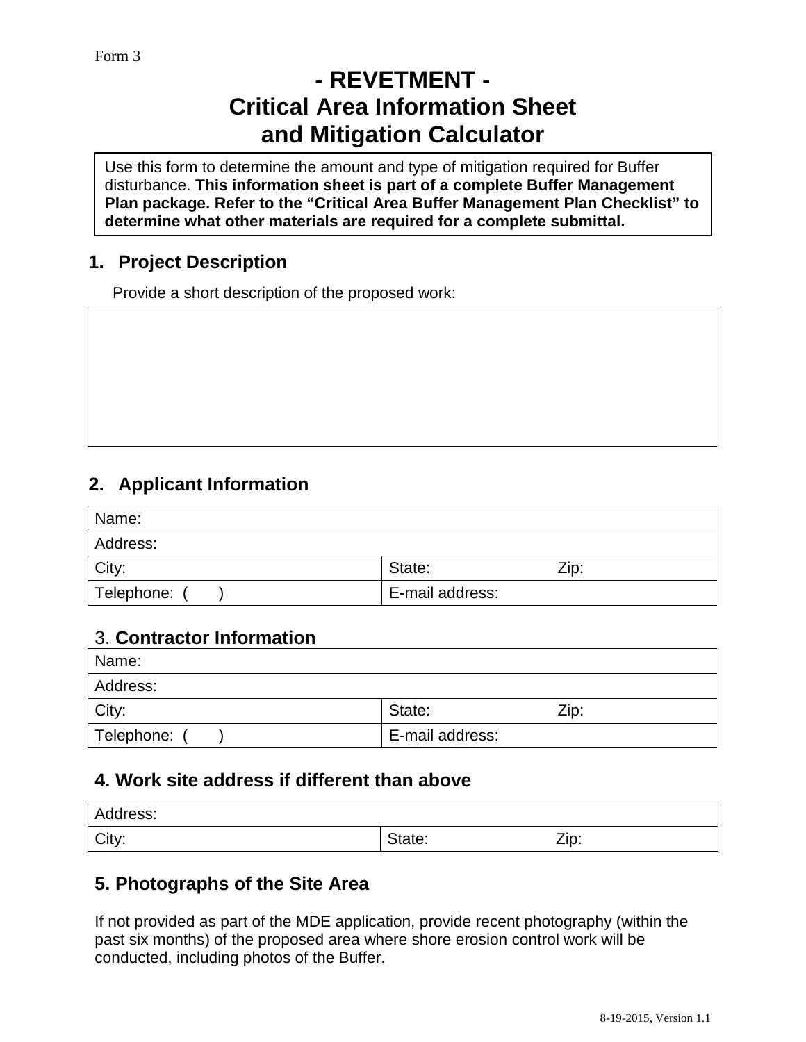Form 3

# - REVETMENT -
# Critical Area Information Sheet and Mitigation Calculator

Use this form to determine the amount and type of mitigation required for Buffer disturbance. **This information sheet is part of a complete Buffer Management Plan package. Refer to the "Critical Area Buffer Management Plan Checklist" to determine what other materials are required for a complete submittal.**

## 1. Project Description

Provide a short description of the proposed work:

| |
|---|
| |

## 2. Applicant Information

| | |
|---|---|
| Name: | |
| Address: | |
| City: | State: Zip: |
| Telephone: ( ) | E-mail address: |

## 3. Contractor Information

| | |
|---|---|
| Name: | |
| Address: | |
| City: | State: Zip: |
| Telephone: ( ) | E-mail address: |

## 4. Work site address if different than above

| | |
|---|---|
| Address: | |
| City: | State: Zip: |

## 5. Photographs of the Site Area

If not provided as part of the MDE application, provide recent photography (within the past six months) of the proposed area where shore erosion control work will be conducted, including photos of the Buffer.

8-19-2015, Version 1.1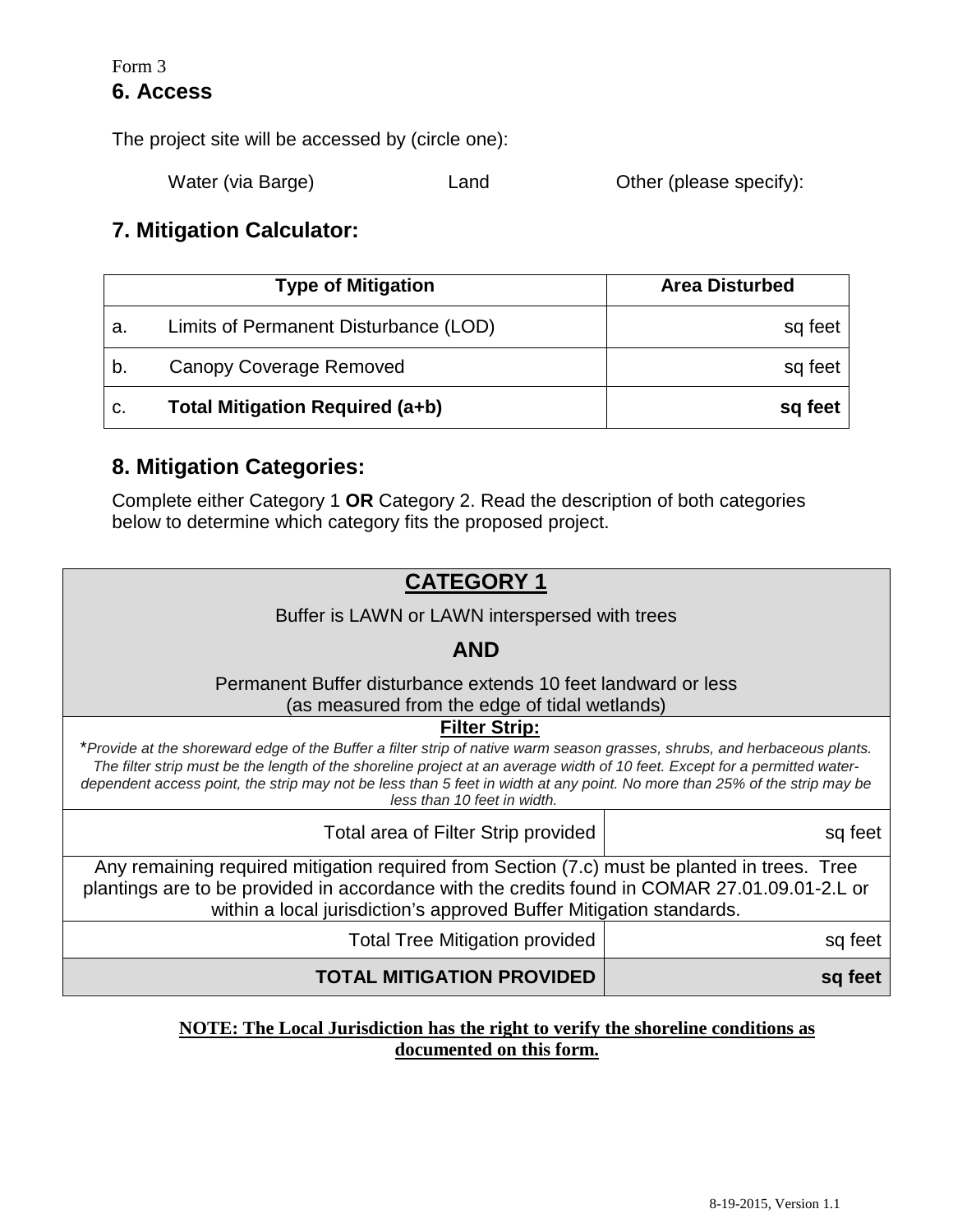Form 3

## 6. Access

The project site will be accessed by (circle one):

Water (via Barge)    Land    Other (please specify):

## 7. Mitigation Calculator:

| Type of Mitigation | Area Disturbed |
| --- | --- |
| a. Limits of Permanent Disturbance (LOD) | sq feet |
| b. Canopy Coverage Removed | sq feet |
| c. **Total Mitigation Required (a+b)** | **sq feet** |

## 8. Mitigation Categories:

Complete either Category 1 **OR** Category 2. Read the description of both categories below to determine which category fits the proposed project.

| **CATEGORY 1**<br>Buffer is LAWN or LAWN interspersed with trees<br>**AND**<br>Permanent Buffer disturbance extends 10 feet landward or less (as measured from the edge of tidal wetlands) | |
| --- | --- |
| **Filter Strip:**<br>**Provide at the shoreward edge of the Buffer a filter strip of native warm season grasses, shrubs, and herbaceous plants. The filter strip must be the length of the shoreline project at an average width of 10 feet. Except for a permitted water-dependent access point, the strip may not be less than 5 feet in width at any point. No more than 25% of the strip may be less than 10 feet in width.* | |
| Total area of Filter Strip provided | sq feet |
| Any remaining required mitigation required from Section (7.c) must be planted in trees. Tree plantings are to be provided in accordance with the credits found in COMAR 27.01.09.01-2.L or within a local jurisdiction's approved Buffer Mitigation standards. | |
| Total Tree Mitigation provided | sq feet |
| **TOTAL MITIGATION PROVIDED** | **sq feet** |

**NOTE: The Local Jurisdiction has the right to verify the shoreline conditions as documented on this form.**

8-19-2015, Version 1.1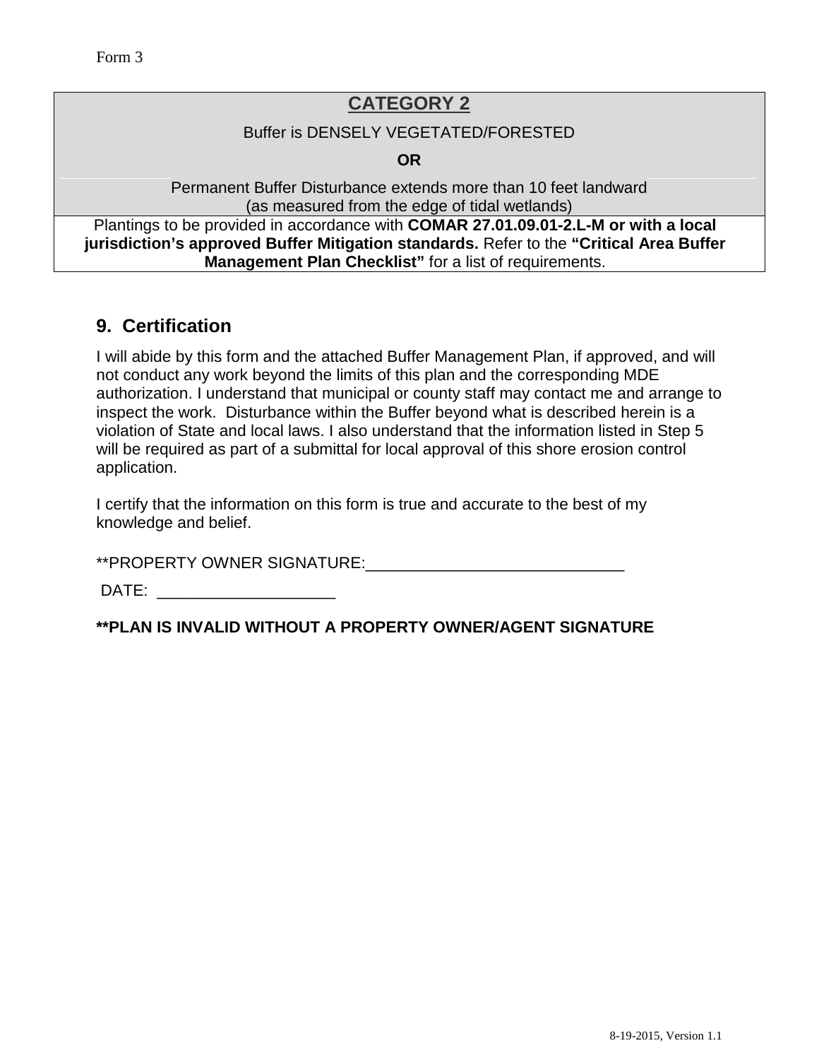Form 3

| |
|---|
| **CATEGORY 2**<br>Buffer is DENSELY VEGETATED/FORESTED<br>**OR**<br>Permanent Buffer Disturbance extends more than 10 feet landward<br>(as measured from the edge of tidal wetlands) |
| Plantings to be provided in accordance with **COMAR 27.01.09.01-2.L-M or with a local jurisdiction's approved Buffer Mitigation standards.** Refer to the **"Critical Area Buffer Management Plan Checklist"** for a list of requirements. |

## 9. Certification

I will abide by this form and the attached Buffer Management Plan, if approved, and will not conduct any work beyond the limits of this plan and the corresponding MDE authorization. I understand that municipal or county staff may contact me and arrange to inspect the work. Disturbance within the Buffer beyond what is described herein is a violation of State and local laws. I also understand that the information listed in Step 5 will be required as part of a submittal for local approval of this shore erosion control application.

I certify that the information on this form is true and accurate to the best of my knowledge and belief.

**PROPERTY OWNER SIGNATURE:_____________________________

DATE: ____________________

****PLAN IS INVALID WITHOUT A PROPERTY OWNER/AGENT SIGNATURE**

8-19-2015, Version 1.1